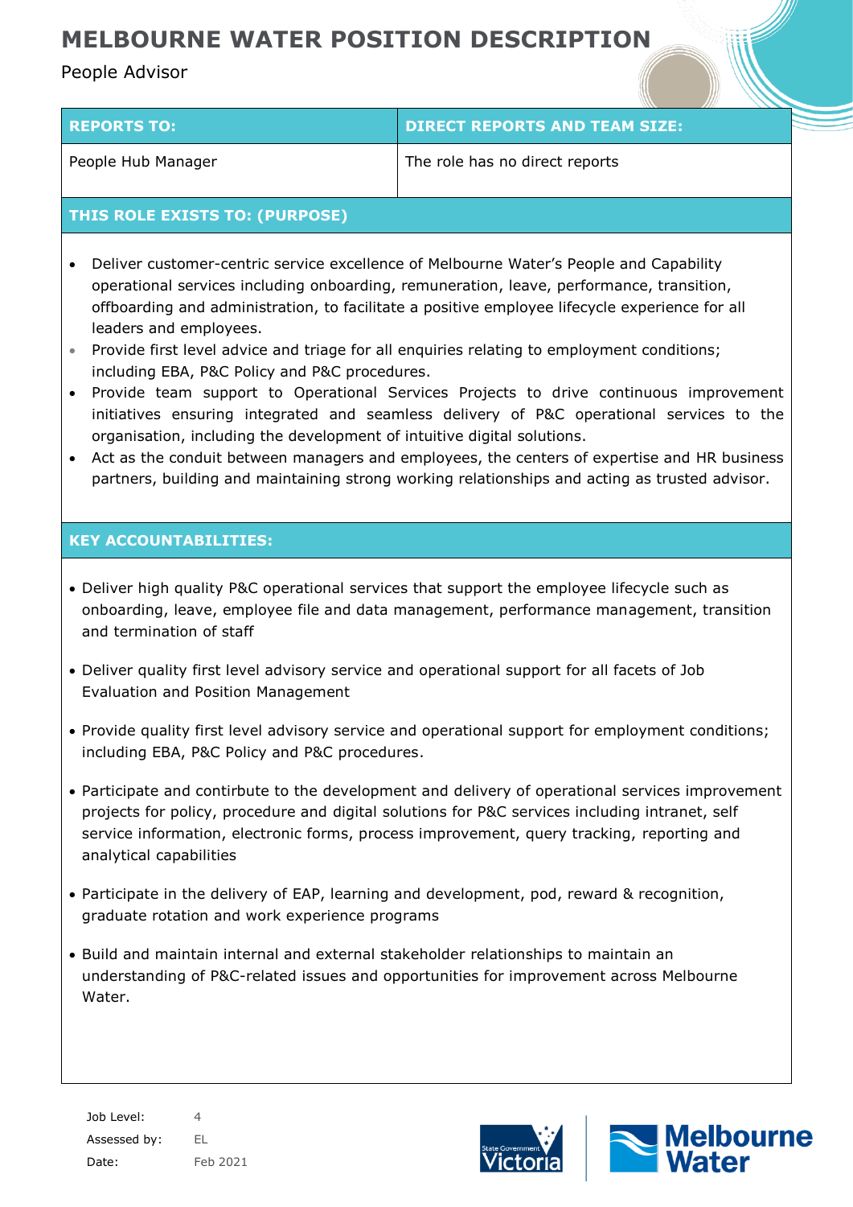# MELBOURNE WATER POSITION DESCRIPTION

People Advisor

| REPORTS TO: | DIRECT REPORTS AND TEAM SIZE: |
|---|---|
| People Hub Manager | The role has no direct reports |

## THIS ROLE EXISTS TO: (PURPOSE)

- Deliver customer-centric service excellence of Melbourne Water's People and Capability operational services including onboarding, remuneration, leave, performance, transition, offboarding and administration, to facilitate a positive employee lifecycle experience for all leaders and employees.
- Provide first level advice and triage for all enquiries relating to employment conditions; including EBA, P&C Policy and P&C procedures.
- Provide team support to Operational Services Projects to drive continuous improvement initiatives ensuring integrated and seamless delivery of P&C operational services to the organisation, including the development of intuitive digital solutions.
- Act as the conduit between managers and employees, the centers of expertise and HR business partners, building and maintaining strong working relationships and acting as trusted advisor.

## KEY ACCOUNTABILITIES:

- Deliver high quality P&C operational services that support the employee lifecycle such as onboarding, leave, employee file and data management, performance management, transition and termination of staff
- Deliver quality first level advisory service and operational support for all facets of Job Evaluation and Position Management
- Provide quality first level advisory service and operational support for employment conditions; including EBA, P&C Policy and P&C procedures.
- Participate and contirbute to the development and delivery of operational services improvement projects for policy, procedure and digital solutions for P&C services including intranet, self service information, electronic forms, process improvement, query tracking, reporting and analytical capabilities
- Participate in the delivery of EAP, learning and development, pod, reward & recognition, graduate rotation and work experience programs
- Build and maintain internal and external stakeholder relationships to maintain an understanding of P&C-related issues and opportunities for improvement across Melbourne Water.

Job Level: 4
Assessed by: EL
Date: Feb 2021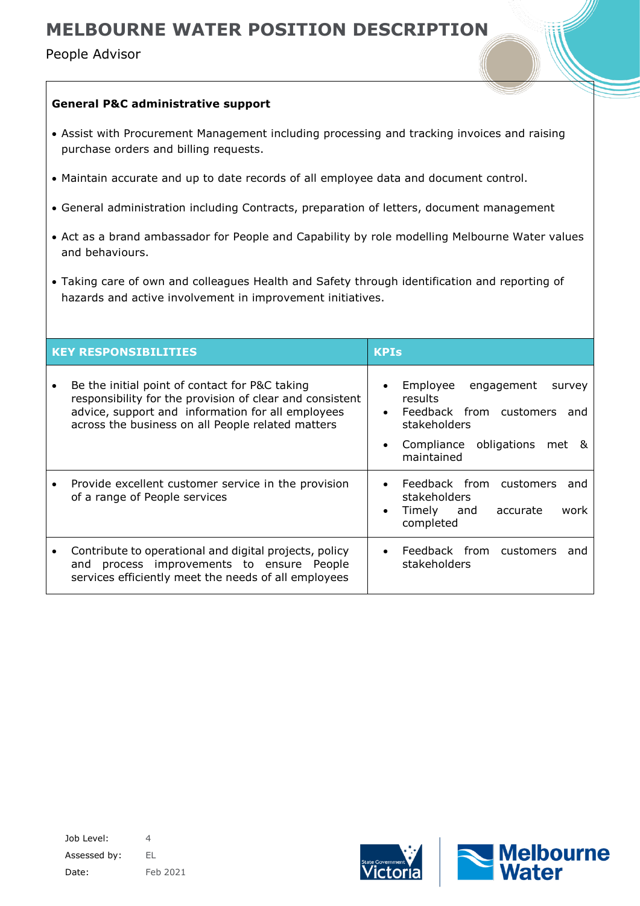**General P&C administrative support**

- Assist with Procurement Management including processing and tracking invoices and raising purchase orders and billing requests.
- Maintain accurate and up to date records of all employee data and document control.
- General administration including Contracts, preparation of letters, document management
- Act as a brand ambassador for People and Capability by role modelling Melbourne Water values and behaviours.
- Taking care of own and colleagues Health and Safety through identification and reporting of hazards and active involvement in improvement initiatives.

| KEY RESPONSIBILITIES | KPIs |
|---|---|
| • Be the initial point of contact for P&C taking responsibility for the provision of clear and consistent advice, support and information for all employees across the business on all People related matters | • Employee engagement survey results<br>• Feedback from customers and stakeholders<br>• Compliance obligations met & maintained |
| • Provide excellent customer service in the provision of a range of People services | • Feedback from customers and stakeholders<br>• Timely and accurate work completed |
| • Contribute to operational and digital projects, policy and process improvements to ensure People services efficiently meet the needs of all employees | • Feedback from customers and stakeholders |

Job Level: 4
Assessed by: EL
Date: Feb 2021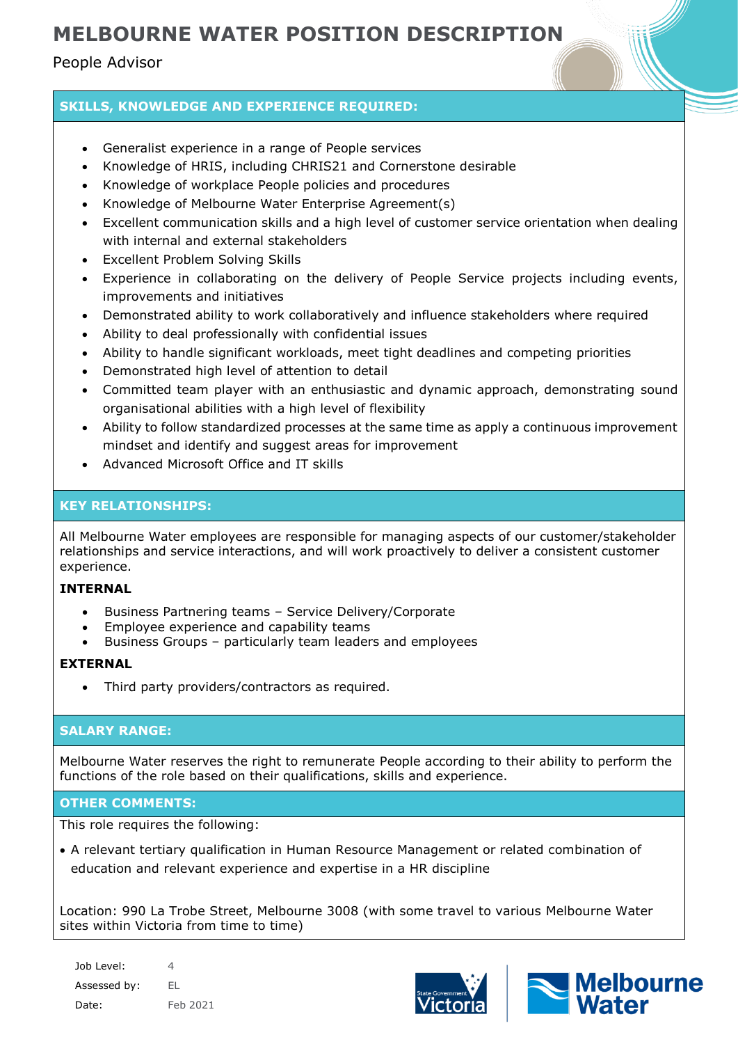# MELBOURNE WATER POSITION DESCRIPTION

People Advisor

## SKILLS, KNOWLEDGE AND EXPERIENCE REQUIRED:

- Generalist experience in a range of People services
- Knowledge of HRIS, including CHRIS21 and Cornerstone desirable
- Knowledge of workplace People policies and procedures
- Knowledge of Melbourne Water Enterprise Agreement(s)
- Excellent communication skills and a high level of customer service orientation when dealing with internal and external stakeholders
- Excellent Problem Solving Skills
- Experience in collaborating on the delivery of People Service projects including events, improvements and initiatives
- Demonstrated ability to work collaboratively and influence stakeholders where required
- Ability to deal professionally with confidential issues
- Ability to handle significant workloads, meet tight deadlines and competing priorities
- Demonstrated high level of attention to detail
- Committed team player with an enthusiastic and dynamic approach, demonstrating sound organisational abilities with a high level of flexibility
- Ability to follow standardized processes at the same time as apply a continuous improvement mindset and identify and suggest areas for improvement
- Advanced Microsoft Office and IT skills

## KEY RELATIONSHIPS:

All Melbourne Water employees are responsible for managing aspects of our customer/stakeholder relationships and service interactions, and will work proactively to deliver a consistent customer experience.

**INTERNAL**

- Business Partnering teams – Service Delivery/Corporate
- Employee experience and capability teams
- Business Groups – particularly team leaders and employees

**EXTERNAL**

- Third party providers/contractors as required.

## SALARY RANGE:

Melbourne Water reserves the right to remunerate People according to their ability to perform the functions of the role based on their qualifications, skills and experience.

## OTHER COMMENTS:

This role requires the following:

- A relevant tertiary qualification in Human Resource Management or related combination of education and relevant experience and expertise in a HR discipline

Location: 990 La Trobe Street, Melbourne 3008 (with some travel to various Melbourne Water sites within Victoria from time to time)

| | |
|---|---|
| Job Level: | 4 |
| Assessed by: | EL |
| Date: | Feb 2021 |